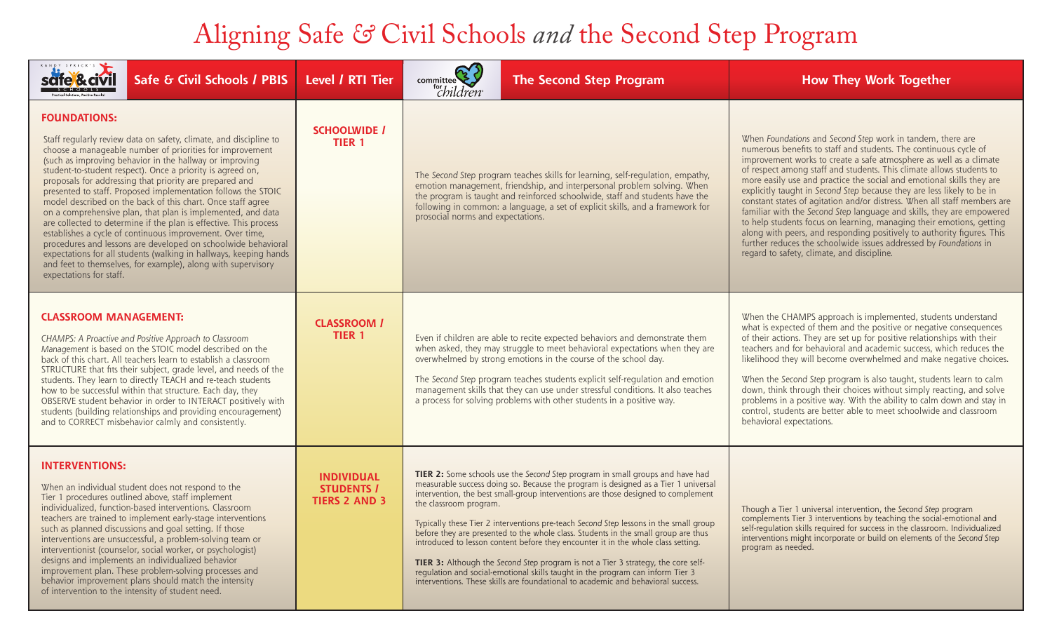# Aligning Safe & Civil Schools *and* the Second Step Program

| Safe & Civil Schools / PBIS | Level / RTI Tier | The Second Step Program | How They Work Together |
|---|---|---|---|
| **FOUNDATIONS:** Staff regularly review data on safety, climate, and discipline to choose a manageable number of priorities for improvement (such as improving behavior in the hallway or improving student-to-student respect). Once a priority is agreed on, proposals for addressing that priority are prepared and presented to staff. Proposed implementation follows the STOIC model described on the back of this chart. Once staff agree on a comprehensive plan, that plan is implemented, and data are collected to determine if the plan is effective. This process establishes a cycle of continuous improvement. Over time, procedures and lessons are developed on schoolwide behavioral expectations for all students (walking in hallways, keeping hands and feet to themselves, for example), along with supervisory expectations for staff. | **SCHOOLWIDE / TIER 1** | The *Second Step* program teaches skills for learning, self-regulation, empathy, emotion management, friendship, and interpersonal problem solving. When the program is taught and reinforced schoolwide, staff and students have the following in common: a language, a set of explicit skills, and a framework for prosocial norms and expectations. | When *Foundations* and *Second Step* work in tandem, there are numerous benefits to staff and students. The continuous cycle of improvement works to create a safe atmosphere as well as a climate of respect among staff and students. This climate allows students to more easily use and practice the social and emotional skills they are explicitly taught in *Second Step* because they are less likely to be in constant states of agitation and/or distress. When all staff members are familiar with the *Second Step* language and skills, they are empowered to help students focus on learning, managing their emotions, getting along with peers, and responding positively to authority figures. This further reduces the schoolwide issues addressed by *Foundations* in regard to safety, climate, and discipline. |
| **CLASSROOM MANAGEMENT:** *CHAMPS: A Proactive and Positive Approach to Classroom Management* is based on the STOIC model described on the back of this chart. All teachers learn to establish a classroom STRUCTURE that fits their subject, grade level, and needs of the students. They learn to directly TEACH and re-teach students how to be successful within that structure. Each day, they OBSERVE student behavior in order to INTERACT positively with students (building relationships and providing encouragement) and to CORRECT misbehavior calmly and consistently. | **CLASSROOM / TIER 1** | Even if children are able to recite expected behaviors and demonstrate them when asked, they may struggle to meet behavioral expectations when they are overwhelmed by strong emotions in the course of the school day.<br><br>The *Second Step* program teaches students explicit self-regulation and emotion management skills that they can use under stressful conditions. It also teaches a process for solving problems with other students in a positive way. | When the CHAMPS approach is implemented, students understand what is expected of them and the positive or negative consequences of their actions. They are set up for positive relationships with their teachers and for behavioral and academic success, which reduces the likelihood they will become overwhelmed and make negative choices.<br><br>When the *Second Step* program is also taught, students learn to calm down, think through their choices without simply reacting, and solve problems in a positive way. With the ability to calm down and stay in control, students are better able to meet schoolwide and classroom behavioral expectations. |
| **INTERVENTIONS:** When an individual student does not respond to the Tier 1 procedures outlined above, staff implement individualized, function-based interventions. Classroom teachers are trained to implement early-stage interventions such as planned discussions and goal setting. If those interventions are unsuccessful, a problem-solving team or interventionist (counselor, social worker, or psychologist) designs and implements an individualized behavior improvement plan. These problem-solving processes and behavior improvement plans should match the intensity of intervention to the intensity of student need. | **INDIVIDUAL STUDENTS / TIERS 2 AND 3** | **TIER 2:** Some schools use the *Second Step* program in small groups and have had measurable success doing so. Because the program is designed as a Tier 1 universal intervention, the best small-group interventions are those designed to complement the classroom program.<br><br>Typically these Tier 2 interventions pre-teach *Second Step* lessons in the small group before they are presented to the whole class. Students in the small group are thus introduced to lesson content before they encounter it in the whole class setting.<br><br>**TIER 3:** Although the *Second Step* program is not a Tier 3 strategy, the core self-regulation and social-emotional skills taught in the program can inform Tier 3 interventions. These skills are foundational to academic and behavioral success. | Though a Tier 1 universal intervention, the *Second Step* program complements Tier 3 interventions by teaching the social-emotional and self-regulation skills required for success in the classroom. Individualized interventions might incorporate or build on elements of the *Second Step* program as needed. |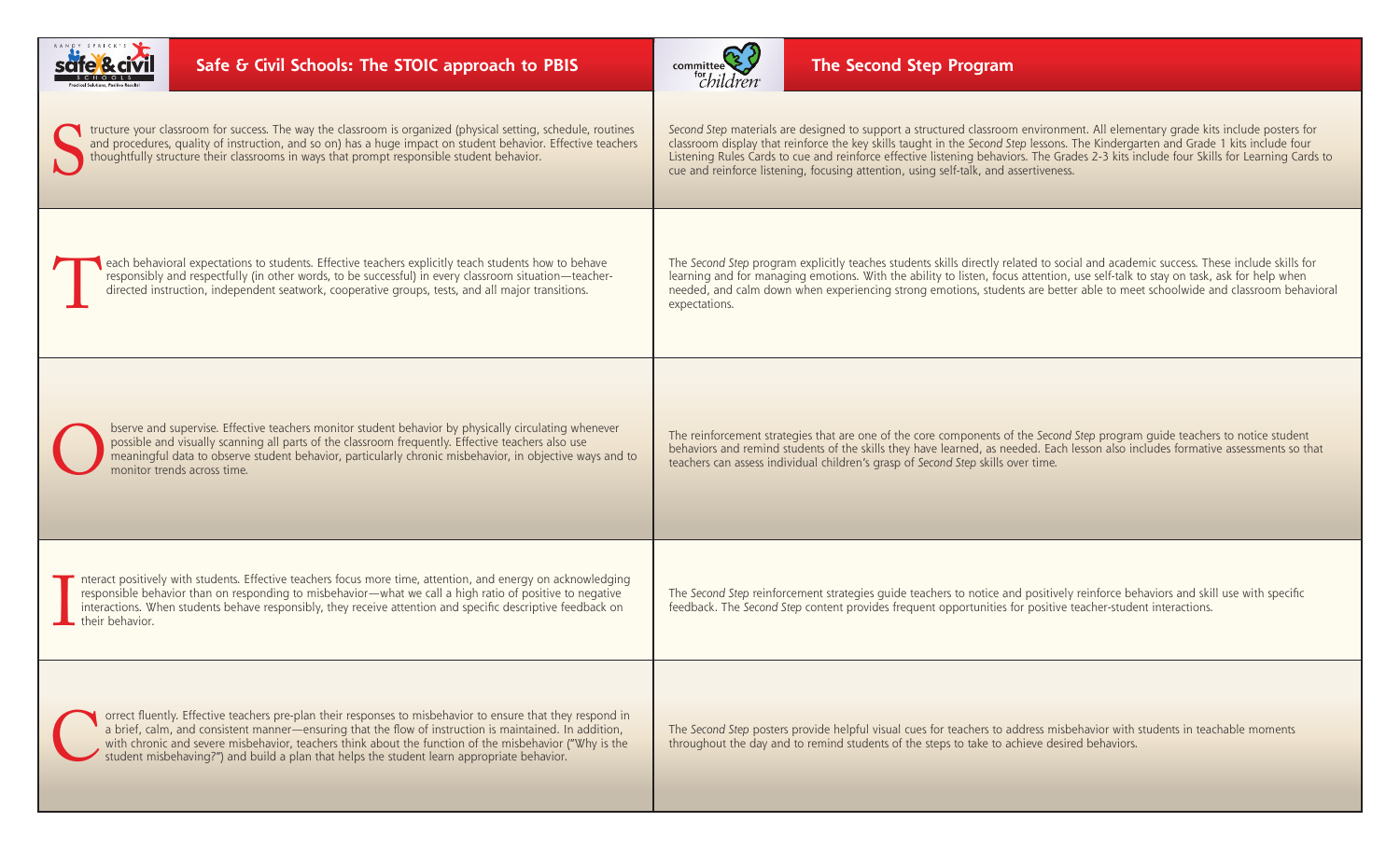| Safe & Civil Schools: The STOIC approach to PBIS | The Second Step Program |
|---|---|
| **S**tructure your classroom for success. The way the classroom is organized (physical setting, schedule, routines and procedures, quality of instruction, and so on) has a huge impact on student behavior. Effective teachers thoughtfully structure their classrooms in ways that prompt responsible student behavior. | *Second Step* materials are designed to support a structured classroom environment. All elementary grade kits include posters for classroom display that reinforce the key skills taught in the *Second Step* lessons. The Kindergarten and Grade 1 kits include four Listening Rules Cards to cue and reinforce effective listening behaviors. The Grades 2-3 kits include four Skills for Learning Cards to cue and reinforce listening, focusing attention, using self-talk, and assertiveness. |
| **T**each behavioral expectations to students. Effective teachers explicitly teach students how to behave responsibly and respectfully (in other words, to be successful) in every classroom situation—teacher-directed instruction, independent seatwork, cooperative groups, tests, and all major transitions. | The *Second Step* program explicitly teaches students skills directly related to social and academic success. These include skills for learning and for managing emotions. With the ability to listen, focus attention, use self-talk to stay on task, ask for help when needed, and calm down when experiencing strong emotions, students are better able to meet schoolwide and classroom behavioral expectations. |
| **O**bserve and supervise. Effective teachers monitor student behavior by physically circulating whenever possible and visually scanning all parts of the classroom frequently. Effective teachers also use meaningful data to observe student behavior, particularly chronic misbehavior, in objective ways and to monitor trends across time. | The reinforcement strategies that are one of the core components of the *Second Step* program guide teachers to notice student behaviors and remind students of the skills they have learned, as needed. Each lesson also includes formative assessments so that teachers can assess individual children's grasp of *Second Step* skills over time. |
| **I**nteract positively with students. Effective teachers focus more time, attention, and energy on acknowledging responsible behavior than on responding to misbehavior—what we call a high ratio of positive to negative interactions. When students behave responsibly, they receive attention and specific descriptive feedback on their behavior. | The *Second Step* reinforcement strategies guide teachers to notice and positively reinforce behaviors and skill use with specific feedback. The *Second Step* content provides frequent opportunities for positive teacher-student interactions. |
| **C**orrect fluently. Effective teachers pre-plan their responses to misbehavior to ensure that they respond in a brief, calm, and consistent manner—ensuring that the flow of instruction is maintained. In addition, with chronic and severe misbehavior, teachers think about the function of the misbehavior ("Why is the student misbehaving?") and build a plan that helps the student learn appropriate behavior. | The *Second Step* posters provide helpful visual cues for teachers to address misbehavior with students in teachable moments throughout the day and to remind students of the steps to take to achieve desired behaviors. |